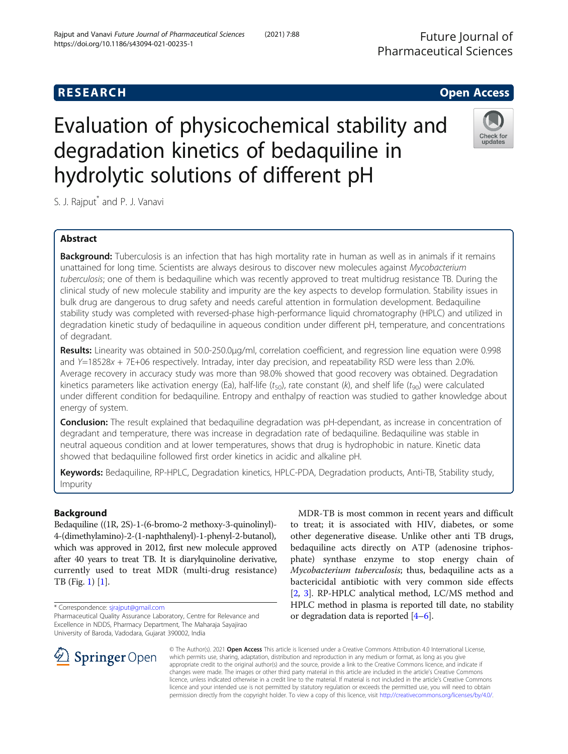**RESEARCH** **Open Access**

# Evaluation of physicochemical stability and degradation kinetics of bedaquiline in hydrolytic solutions of different pH

S. J. Rajput* and P. J. Vanavi

## Abstract

**Background:** Tuberculosis is an infection that has high mortality rate in human as well as in animals if it remains unattained for long time. Scientists are always desirous to discover new molecules against *Mycobacterium tuberculosis*; one of them is bedaquiline which was recently approved to treat multidrug resistance TB. During the clinical study of new molecule stability and impurity are the key aspects to develop formulation. Stability issues in bulk drug are dangerous to drug safety and needs careful attention in formulation development. Bedaquiline stability study was completed with reversed-phase high-performance liquid chromatography (HPLC) and utilized in degradation kinetic study of bedaquiline in aqueous condition under different pH, temperature, and concentrations of degradant.

**Results:** Linearity was obtained in 50.0-250.0μg/ml, correlation coefficient, and regression line equation were 0.998 and $Y=18528x + 7E+06$ respectively. Intraday, inter day precision, and repeatability RSD were less than 2.0%. Average recovery in accuracy study was more than 98.0% showed that good recovery was obtained. Degradation kinetics parameters like activation energy (Ea), half-life ($t_{50}$), rate constant ($k$), and shelf life ($t_{90}$) were calculated under different condition for bedaquiline. Entropy and enthalpy of reaction was studied to gather knowledge about energy of system.

**Conclusion:** The result explained that bedaquiline degradation was pH-dependant, as increase in concentration of degradant and temperature, there was increase in degradation rate of bedaquiline. Bedaquiline was stable in neutral aqueous condition and at lower temperatures, shows that drug is hydrophobic in nature. Kinetic data showed that bedaquiline followed first order kinetics in acidic and alkaline pH.

**Keywords:** Bedaquiline, RP-HPLC, Degradation kinetics, HPLC-PDA, Degradation products, Anti-TB, Stability study, Impurity

## Background

Bedaquiline ((1R, 2S)-1-(6-bromo-2 methoxy-3-quinolinyl)-4-(dimethylamino)-2-(1-naphthalenyl)-1-phenyl-2-butanol), which was approved in 2012, first new molecule approved after 40 years to treat TB. It is diarylquinoline derivative, currently used to treat MDR (multi-drug resistance) TB (Fig. 1) [1].

MDR-TB is most common in recent years and difficult to treat; it is associated with HIV, diabetes, or some other degenerative disease. Unlike other anti TB drugs, bedaquiline acts directly on ATP (adenosine triphosphate) synthase enzyme to stop energy chain of *Mycobacterium tuberculosis*; thus, bedaquiline acts as a bactericidal antibiotic with very common side effects [2, 3]. RP-HPLC analytical method, LC/MS method and HPLC method in plasma is reported till date, no stability or degradation data is reported [4–6].

* Correspondence: sjrajput@gmail.com
Pharmaceutical Quality Assurance Laboratory, Centre for Relevance and Excellence in NDDS, Pharmacy Department, The Maharaja Sayajirao University of Baroda, Vadodara, Gujarat 390002, India

© The Author(s). 2021 **Open Access** This article is licensed under a Creative Commons Attribution 4.0 International License, which permits use, sharing, adaptation, distribution and reproduction in any medium or format, as long as you give appropriate credit to the original author(s) and the source, provide a link to the Creative Commons licence, and indicate if changes were made. The images or other third party material in this article are included in the article's Creative Commons licence, unless indicated otherwise in a credit line to the material. If material is not included in the article's Creative Commons licence and your intended use is not permitted by statutory regulation or exceeds the permitted use, you will need to obtain permission directly from the copyright holder. To view a copy of this licence, visit http://creativecommons.org/licenses/by/4.0/.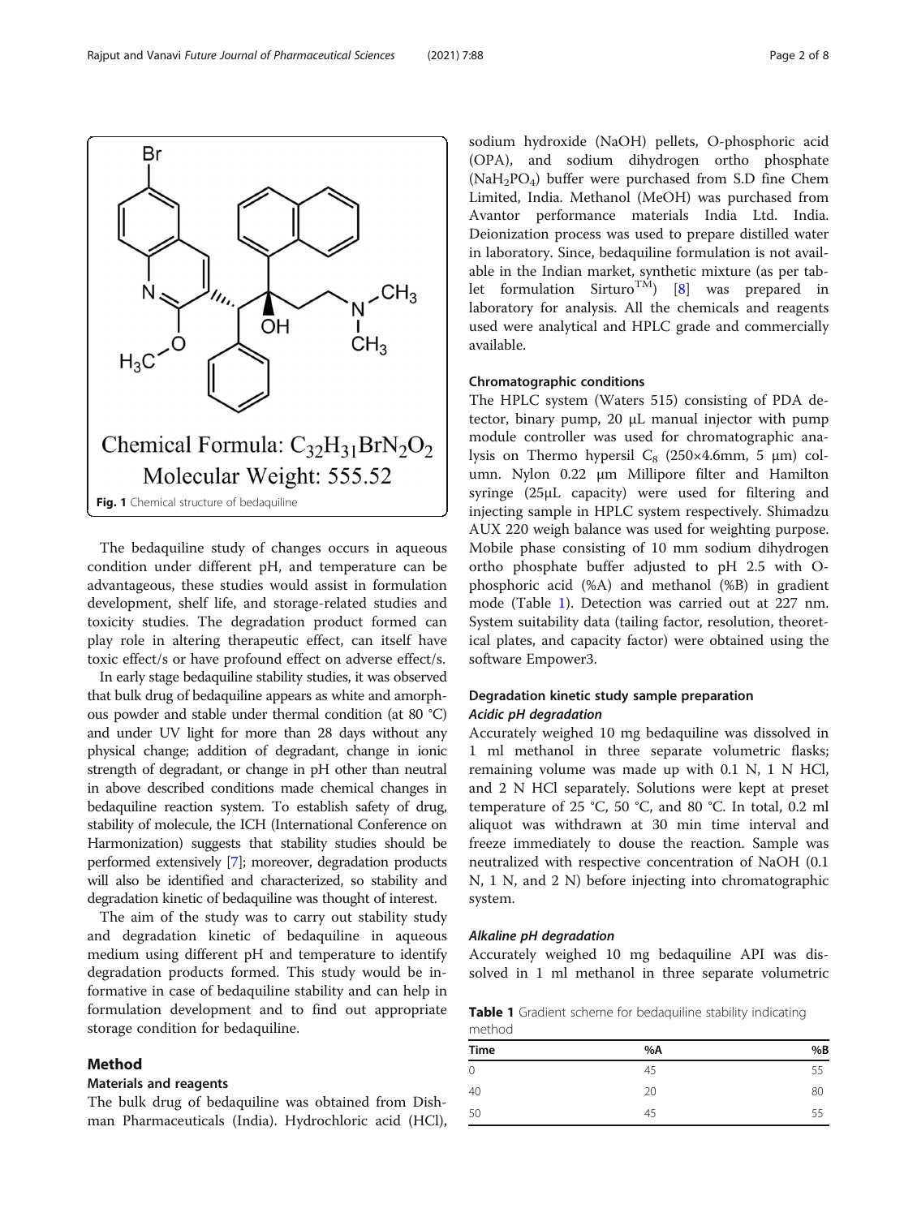Chemical Formula: $C_{32}H_{31}BrN_2O_2$

Molecular Weight: 555.52

**Fig. 1** Chemical structure of bedaquiline

The bedaquiline study of changes occurs in aqueous condition under different pH, and temperature can be advantageous, these studies would assist in formulation development, shelf life, and storage-related studies and toxicity studies. The degradation product formed can play role in altering therapeutic effect, can itself have toxic effect/s or have profound effect on adverse effect/s.

In early stage bedaquiline stability studies, it was observed that bulk drug of bedaquiline appears as white and amorphous powder and stable under thermal condition (at 80 °C) and under UV light for more than 28 days without any physical change; addition of degradant, change in ionic strength of degradant, or change in pH other than neutral in above described conditions made chemical changes in bedaquiline reaction system. To establish safety of drug, stability of molecule, the ICH (International Conference on Harmonization) suggests that stability studies should be performed extensively [7]; moreover, degradation products will also be identified and characterized, so stability and degradation kinetic of bedaquiline was thought of interest.

The aim of the study was to carry out stability study and degradation kinetic of bedaquiline in aqueous medium using different pH and temperature to identify degradation products formed. This study would be informative in case of bedaquiline stability and can help in formulation development and to find out appropriate storage condition for bedaquiline.

## Method

### Materials and reagents

The bulk drug of bedaquiline was obtained from Dishman Pharmaceuticals (India). Hydrochloric acid (HCl), sodium hydroxide (NaOH) pellets, O-phosphoric acid (OPA), and sodium dihydrogen ortho phosphate ($NaH_2PO_4$) buffer were purchased from S.D fine Chem Limited, India. Methanol (MeOH) was purchased from Avantor performance materials India Ltd. India. Deionization process was used to prepare distilled water in laboratory. Since, bedaquiline formulation is not available in the Indian market, synthetic mixture (as per tablet formulation Sirturo$^{TM}$) [8] was prepared in laboratory for analysis. All the chemicals and reagents used were analytical and HPLC grade and commercially available.

### Chromatographic conditions

The HPLC system (Waters 515) consisting of PDA detector, binary pump, 20 μL manual injector with pump module controller was used for chromatographic analysis on Thermo hypersil $C_8$ (250×4.6mm, 5 μm) column. Nylon 0.22 μm Millipore filter and Hamilton syringe (25μL capacity) were used for filtering and injecting sample in HPLC system respectively. Shimadzu AUX 220 weigh balance was used for weighting purpose. Mobile phase consisting of 10 mm sodium dihydrogen ortho phosphate buffer adjusted to pH 2.5 with O-phosphoric acid (%A) and methanol (%B) in gradient mode (Table 1). Detection was carried out at 227 nm. System suitability data (tailing factor, resolution, theoretical plates, and capacity factor) were obtained using the software Empower3.

### Degradation kinetic study sample preparation

#### *Acidic pH degradation*

Accurately weighed 10 mg bedaquiline was dissolved in 1 ml methanol in three separate volumetric flasks; remaining volume was made up with 0.1 N, 1 N HCl, and 2 N HCl separately. Solutions were kept at preset temperature of 25 °C, 50 °C, and 80 °C. In total, 0.2 ml aliquot was withdrawn at 30 min time interval and freeze immediately to douse the reaction. Sample was neutralized with respective concentration of NaOH (0.1 N, 1 N, and 2 N) before injecting into chromatographic system.

#### *Alkaline pH degradation*

Accurately weighed 10 mg bedaquiline API was dissolved in 1 ml methanol in three separate volumetric

**Table 1** Gradient scheme for bedaquiline stability indicating method

| Time | %A | %B |
|---|---|---|
| 0 | 45 | 55 |
| 40 | 20 | 80 |
| 50 | 45 | 55 |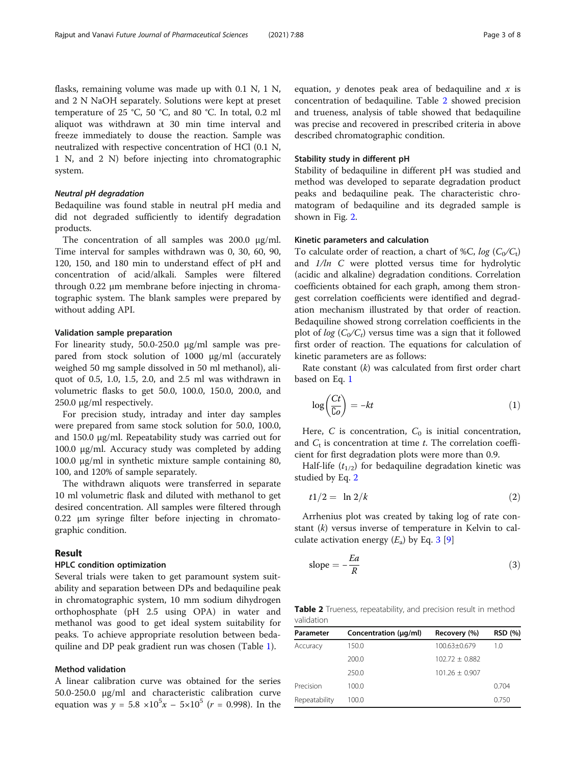flasks, remaining volume was made up with 0.1 N, 1 N, and 2 N NaOH separately. Solutions were kept at preset temperature of 25 °C, 50 °C, and 80 °C. In total, 0.2 ml aliquot was withdrawn at 30 min time interval and freeze immediately to douse the reaction. Sample was neutralized with respective concentration of HCl (0.1 N, 1 N, and 2 N) before injecting into chromatographic system.

#### *Neutral pH degradation*

Bedaquiline was found stable in neutral pH media and did not degraded sufficiently to identify degradation products.

The concentration of all samples was 200.0 μg/ml. Time interval for samples withdrawn was 0, 30, 60, 90, 120, 150, and 180 min to understand effect of pH and concentration of acid/alkali. Samples were filtered through 0.22 μm membrane before injecting in chromatographic system. The blank samples were prepared by without adding API.

### Validation sample preparation

For linearity study, 50.0-250.0 μg/ml sample was prepared from stock solution of 1000 μg/ml (accurately weighed 50 mg sample dissolved in 50 ml methanol), aliquot of 0.5, 1.0, 1.5, 2.0, and 2.5 ml was withdrawn in volumetric flasks to get 50.0, 100.0, 150.0, 200.0, and 250.0 μg/ml respectively.

For precision study, intraday and inter day samples were prepared from same stock solution for 50.0, 100.0, and 150.0 μg/ml. Repeatability study was carried out for 100.0 μg/ml. Accuracy study was completed by adding 100.0 μg/ml in synthetic mixture sample containing 80, 100, and 120% of sample separately.

The withdrawn aliquots were transferred in separate 10 ml volumetric flask and diluted with methanol to get desired concentration. All samples were filtered through 0.22 μm syringe filter before injecting in chromatographic condition.

## Result

### HPLC condition optimization

Several trials were taken to get paramount system suitability and separation between DPs and bedaquiline peak in chromatographic system, 10 mm sodium dihydrogen orthophosphate (pH 2.5 using OPA) in water and methanol was good to get ideal system suitability for peaks. To achieve appropriate resolution between bedaquiline and DP peak gradient run was chosen (Table 1).

### Method validation

A linear calibration curve was obtained for the series 50.0-250.0 μg/ml and characteristic calibration curve equation was $y = 5.8 \times 10^5 x - 5 \times 10^5$ ($r = 0.998$). In the equation, $y$ denotes peak area of bedaquiline and $x$ is concentration of bedaquiline. Table 2 showed precision and trueness, analysis of table showed that bedaquiline was precise and recovered in prescribed criteria in above described chromatographic condition.

### Stability study in different pH

Stability of bedaquiline in different pH was studied and method was developed to separate degradation product peaks and bedaquiline peak. The characteristic chromatogram of bedaquiline and its degraded sample is shown in Fig. 2.

### Kinetic parameters and calculation

To calculate order of reaction, a chart of %C, $log\ (C_0/C_t)$ and $1/ln\ C$ were plotted versus time for hydrolytic (acidic and alkaline) degradation conditions. Correlation coefficients obtained for each graph, among them strongest correlation coefficients were identified and degradation mechanism illustrated by that order of reaction. Bedaquiline showed strong correlation coefficients in the plot of $log\ (C_0/C_t)$ versus time was a sign that it followed first order of reaction. The equations for calculation of kinetic parameters are as follows:

Rate constant ($k$) was calculated from first order chart based on Eq. 1

$$\log\left(\frac{Ct}{Co}\right) = -kt \tag{1}$$

Here, $C$ is concentration, $C_0$ is initial concentration, and $C_t$ is concentration at time $t$. The correlation coefficient for first degradation plots were more than 0.9.

Half-life ($t_{1/2}$) for bedaquiline degradation kinetic was studied by Eq. 2

$$t1/2 = \ln 2/k \tag{2}$$

Arrhenius plot was created by taking log of rate constant ($k$) versus inverse of temperature in Kelvin to calculate activation energy ($E_a$) by Eq. 3 [9]

$$\text{slope} = -\frac{Ea}{R} \tag{3}$$

**Table 2** Trueness, repeatability, and precision result in method validation

| Parameter | Concentration (μg/ml) | Recovery (%) | RSD (%) |
|---|---|---|---|
| Accuracy | 150.0 | 100.63±0.679 | 1.0 |
| | 200.0 | 102.72 ± 0.882 | |
| | 250.0 | 101.26 ± 0.907 | |
| Precision | 100.0 | | 0.704 |
| Repeatability | 100.0 | | 0.750 |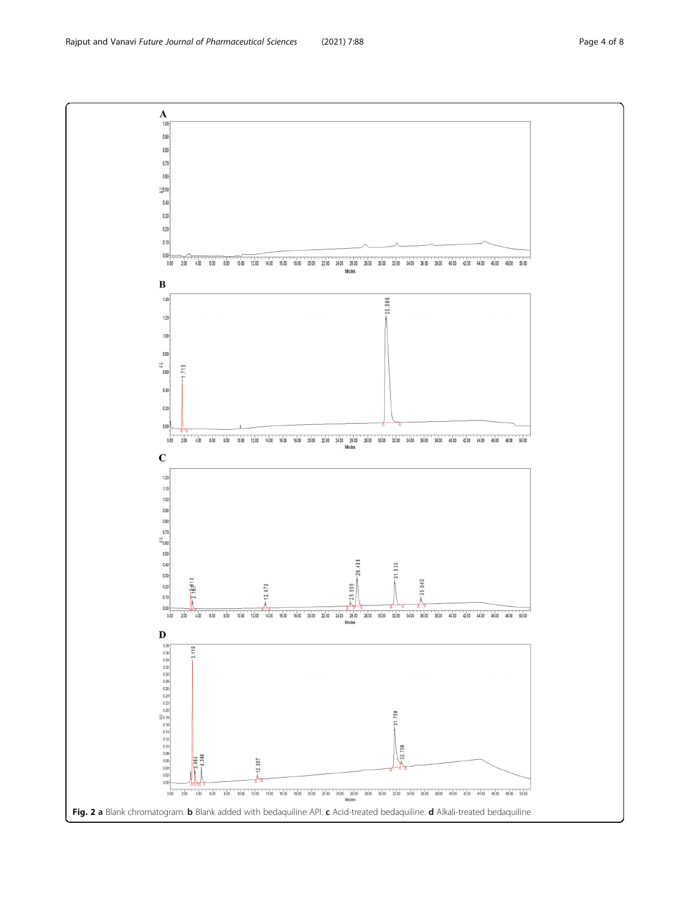**Fig. 2** **a** Blank chromatogram. **b** Blank added with bedaquiline API. **c** Acid-treated bedaquiline. **d** Alkali-treated bedaquiline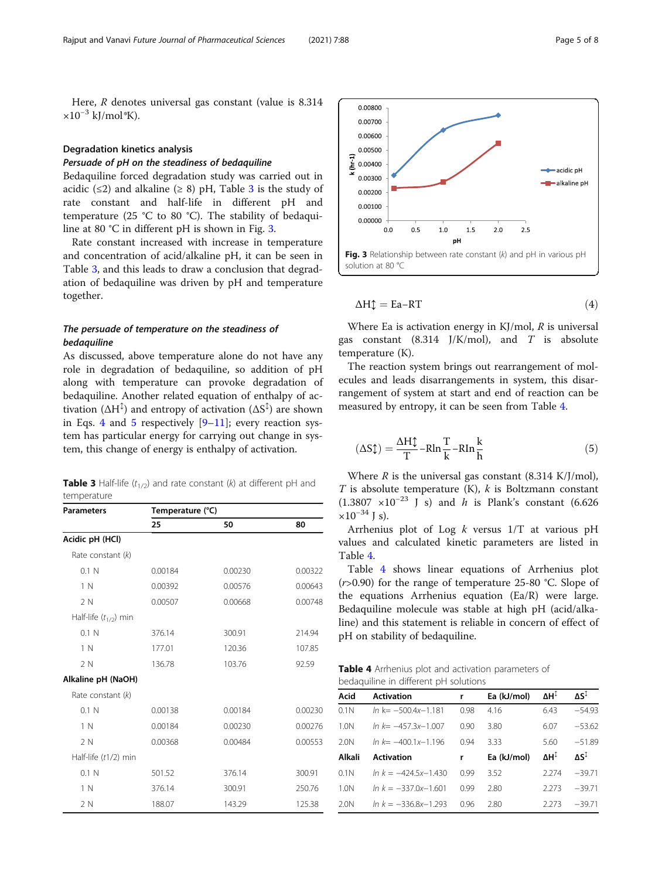Here, $R$ denotes universal gas constant (value is $8.314 \times 10^{-3}$ kJ/mol*K).

### Degradation kinetics analysis

#### *Persuade of pH on the steadiness of bedaquiline*

Bedaquiline forced degradation study was carried out in acidic (≤2) and alkaline (≥ 8) pH, Table 3 is the study of rate constant and half-life in different pH and temperature (25 °C to 80 °C). The stability of bedaquiline at 80 °C in different pH is shown in Fig. 3.

Rate constant increased with increase in temperature and concentration of acid/alkaline pH, it can be seen in Table 3, and this leads to draw a conclusion that degradation of bedaquiline was driven by pH and temperature together.

#### *The persuade of temperature on the steadiness of bedaquiline*

As discussed, above temperature alone do not have any role in degradation of bedaquiline, so addition of pH along with temperature can provoke degradation of bedaquiline. Another related equation of enthalpy of activation ($\Delta H^{\ddagger}$) and entropy of activation ($\Delta S^{\ddagger}$) are shown in Eqs. 4 and 5 respectively [9–11]; every reaction system has particular energy for carrying out change in system, this change of energy is enthalpy of activation.

**Table 3** Half-life ($t_{1/2}$) and rate constant ($k$) at different pH and temperature

| Parameters | Temperature (°C) | | |
|---|---|---|---|
| | 25 | 50 | 80 |
| **Acidic pH (HCl)** | | | |
| Rate constant ($k$) | | | |
| 0.1 N | 0.00184 | 0.00230 | 0.00322 |
| 1 N | 0.00392 | 0.00576 | 0.00643 |
| 2 N | 0.00507 | 0.00668 | 0.00748 |
| Half-life ($t_{1/2}$) min | | | |
| 0.1 N | 376.14 | 300.91 | 214.94 |
| 1 N | 177.01 | 120.36 | 107.85 |
| 2 N | 136.78 | 103.76 | 92.59 |
| **Alkaline pH (NaOH)** | | | |
| Rate constant ($k$) | | | |
| 0.1 N | 0.00138 | 0.00184 | 0.00230 |
| 1 N | 0.00184 | 0.00230 | 0.00276 |
| 2 N | 0.00368 | 0.00484 | 0.00553 |
| Half-life (t1/2) min | | | |
| 0.1 N | 501.52 | 376.14 | 300.91 |
| 1 N | 376.14 | 300.91 | 250.76 |
| 2 N | 188.07 | 143.29 | 125.38 |

**Fig. 3** Relationship between rate constant ($k$) and pH in various pH solution at 80 °C

$$\Delta H^{\ddagger} = Ea - RT \tag{4}$$

Where Ea is activation energy in KJ/mol, $R$ is universal gas constant (8.314 J/K/mol), and $T$ is absolute temperature (K).

The reaction system brings out rearrangement of molecules and leads disarrangements in system, this disarrangement of system at start and end of reaction can be measured by entropy, it can be seen from Table 4.

$$(\Delta S^{\ddagger}) = \frac{\Delta H^{\ddagger}}{T} - R\ln\frac{T}{k} - R\ln\frac{k}{h} \tag{5}$$

Where $R$ is the universal gas constant (8.314 K/J/mol), $T$ is absolute temperature (K), $k$ is Boltzmann constant ($1.3807 \times 10^{-23}$ J s) and $h$ is Plank's constant ($6.626 \times 10^{-34}$ J s).

Arrhenius plot of Log $k$ versus 1/T at various pH values and calculated kinetic parameters are listed in Table 4.

Table 4 shows linear equations of Arrhenius plot ($r$>0.90) for the range of temperature 25-80 °C. Slope of the equations Arrhenius equation (Ea/R) were large. Bedaquiline molecule was stable at high pH (acid/alkaline) and this statement is reliable in concern of effect of pH on stability of bedaquiline.

**Table 4** Arrhenius plot and activation parameters of bedaquiline in different pH solutions

| Acid | Activation | r | Ea (kJ/mol) | $\Delta H^{\ddagger}$ | $\Delta S^{\ddagger}$ |
|---|---|---|---|---|---|
| 0.1N | $\ln k = -500.4x - 1.181$ | 0.98 | 4.16 | 6.43 | −54.93 |
| 1.0N | $\ln k = -457.3x - 1.007$ | 0.90 | 3.80 | 6.07 | −53.62 |
| 2.0N | $\ln k = -400.1x - 1.196$ | 0.94 | 3.33 | 5.60 | −51.89 |
| **Alkali** | **Activation** | **r** | **Ea (kJ/mol)** | $\Delta H^{\ddagger}$ | $\Delta S^{\ddagger}$ |
| 0.1N | $\ln k = -424.5x - 1.430$ | 0.99 | 3.52 | 2.274 | −39.71 |
| 1.0N | $\ln k = -337.0x - 1.601$ | 0.99 | 2.80 | 2.273 | −39.71 |
| 2.0N | $\ln k = -336.8x - 1.293$ | 0.96 | 2.80 | 2.273 | −39.71 |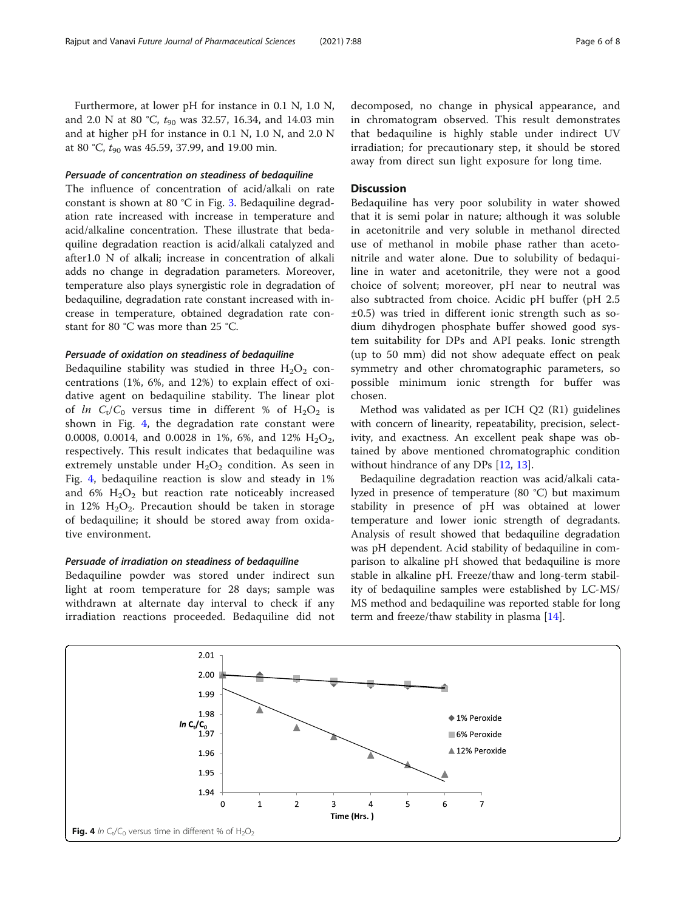Furthermore, at lower pH for instance in 0.1 N, 1.0 N, and 2.0 N at 80 °C, $t_{90}$ was 32.57, 16.34, and 14.03 min and at higher pH for instance in 0.1 N, 1.0 N, and 2.0 N at 80 °C, $t_{90}$ was 45.59, 37.99, and 19.00 min.

#### *Persuade of concentration on steadiness of bedaquiline*

The influence of concentration of acid/alkali on rate constant is shown at 80 °C in Fig. 3. Bedaquiline degradation rate increased with increase in temperature and acid/alkaline concentration. These illustrate that bedaquiline degradation reaction is acid/alkali catalyzed and after1.0 N of alkali; increase in concentration of alkali adds no change in degradation parameters. Moreover, temperature also plays synergistic role in degradation of bedaquiline, degradation rate constant increased with increase in temperature, obtained degradation rate constant for 80 °C was more than 25 °C.

#### *Persuade of oxidation on steadiness of bedaquiline*

Bedaquiline stability was studied in three $H_2O_2$ concentrations (1%, 6%, and 12%) to explain effect of oxidative agent on bedaquiline stability. The linear plot of $ln\ C_t/C_0$ versus time in different % of $H_2O_2$ is shown in Fig. 4, the degradation rate constant were 0.0008, 0.0014, and 0.0028 in 1%, 6%, and 12% $H_2O_2$, respectively. This result indicates that bedaquiline was extremely unstable under $H_2O_2$ condition. As seen in Fig. 4, bedaquiline reaction is slow and steady in 1% and 6% $H_2O_2$ but reaction rate noticeably increased in 12% $H_2O_2$. Precaution should be taken in storage of bedaquiline; it should be stored away from oxidative environment.

#### *Persuade of irradiation on steadiness of bedaquiline*

Bedaquiline powder was stored under indirect sun light at room temperature for 28 days; sample was withdrawn at alternate day interval to check if any irradiation reactions proceeded. Bedaquiline did not decomposed, no change in physical appearance, and in chromatogram observed. This result demonstrates that bedaquiline is highly stable under indirect UV irradiation; for precautionary step, it should be stored away from direct sun light exposure for long time.

## Discussion

Bedaquiline has very poor solubility in water showed that it is semi polar in nature; although it was soluble in acetonitrile and very soluble in methanol directed use of methanol in mobile phase rather than acetonitrile and water alone. Due to solubility of bedaquiline in water and acetonitrile, they were not a good choice of solvent; moreover, pH near to neutral was also subtracted from choice. Acidic pH buffer (pH 2.5 ±0.5) was tried in different ionic strength such as sodium dihydrogen phosphate buffer showed good system suitability for DPs and API peaks. Ionic strength (up to 50 mm) did not show adequate effect on peak symmetry and other chromatographic parameters, so possible minimum ionic strength for buffer was chosen.

Method was validated as per ICH Q2 (R1) guidelines with concern of linearity, repeatability, precision, selectivity, and exactness. An excellent peak shape was obtained by above mentioned chromatographic condition without hindrance of any DPs [12, 13].

Bedaquiline degradation reaction was acid/alkali catalyzed in presence of temperature (80 °C) but maximum stability in presence of pH was obtained at lower temperature and lower ionic strength of degradants. Analysis of result showed that bedaquiline degradation was pH dependent. Acid stability of bedaquiline in comparison to alkaline pH showed that bedaquiline is more stable in alkaline pH. Freeze/thaw and long-term stability of bedaquiline samples were established by LC-MS/MS method and bedaquiline was reported stable for long term and freeze/thaw stability in plasma [14].

**Fig. 4** $ln\ C_t/C_0$ versus time in different % of $H_2O_2$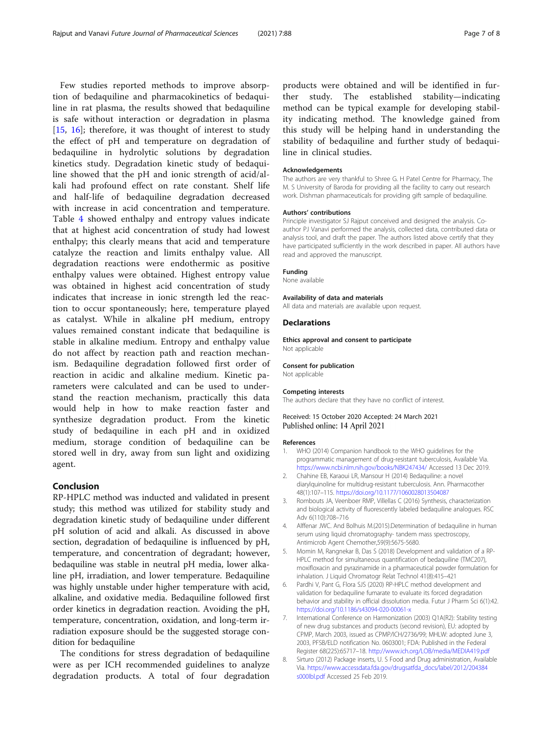Few studies reported methods to improve absorption of bedaquiline and pharmacokinetics of bedaquiline in rat plasma, the results showed that bedaquiline is safe without interaction or degradation in plasma [15, 16]; therefore, it was thought of interest to study the effect of pH and temperature on degradation of bedaquiline in hydrolytic solutions by degradation kinetics study. Degradation kinetic study of bedaquiline showed that the pH and ionic strength of acid/alkali had profound effect on rate constant. Shelf life and half-life of bedaquiline degradation decreased with increase in acid concentration and temperature. Table 4 showed enthalpy and entropy values indicate that at highest acid concentration of study had lowest enthalpy; this clearly means that acid and temperature catalyze the reaction and limits enthalpy value. All degradation reactions were endothermic as positive enthalpy values were obtained. Highest entropy value was obtained in highest acid concentration of study indicates that increase in ionic strength led the reaction to occur spontaneously; here, temperature played as catalyst. While in alkaline pH medium, entropy values remained constant indicate that bedaquiline is stable in alkaline medium. Entropy and enthalpy value do not affect by reaction path and reaction mechanism. Bedaquiline degradation followed first order of reaction in acidic and alkaline medium. Kinetic parameters were calculated and can be used to understand the reaction mechanism, practically this data would help in how to make reaction faster and synthesize degradation product. From the kinetic study of bedaquiline in each pH and in oxidized medium, storage condition of bedaquiline can be stored well in dry, away from sun light and oxidizing agent.

## Conclusion

RP-HPLC method was inducted and validated in present study; this method was utilized for stability study and degradation kinetic study of bedaquiline under different pH solution of acid and alkali. As discussed in above section, degradation of bedaquiline is influenced by pH, temperature, and concentration of degradant; however, bedaquiline was stable in neutral pH media, lower alkaline pH, irradiation, and lower temperature. Bedaquiline was highly unstable under higher temperature with acid, alkaline, and oxidative media. Bedaquiline followed first order kinetics in degradation reaction. Avoiding the pH, temperature, concentration, oxidation, and long-term irradiation exposure should be the suggested storage condition for bedaquiline

The conditions for stress degradation of bedaquiline were as per ICH recommended guidelines to analyze degradation products. A total of four degradation products were obtained and will be identified in further study. The established stability—indicating method can be typical example for developing stability indicating method. The knowledge gained from this study will be helping hand in understanding the stability of bedaquiline and further study of bedaquiline in clinical studies.

### Acknowledgements

The authors are very thankful to Shree G. H Patel Centre for Pharmacy, The M. S University of Baroda for providing all the facility to carry out research work. Dishman pharmaceuticals for providing gift sample of bedaquiline.

### Authors' contributions

Principle investigator SJ Rajput conceived and designed the analysis. Co-author PJ Vanavi performed the analysis, collected data, contributed data or analysis tool, and draft the paper. The authors listed above certify that they have participated sufficiently in the work described in paper. All authors have read and approved the manuscript.

### Funding

None available

### Availability of data and materials

All data and materials are available upon request.

## Declarations

### Ethics approval and consent to participate

Not applicable

### Consent for publication

Not applicable

### Competing interests

The authors declare that they have no conflict of interest.

Received: 15 October 2020 Accepted: 24 March 2021
Published online: 14 April 2021

### References

1. WHO (2014) Companion handbook to the WHO guidelines for the programmatic management of drug-resistant tuberculosis, Available Via. https://www.ncbi.nlm.nih.gov/books/NBK247434/ Accessed 13 Dec 2019.
2. Chahine EB, Karaoui LR, Mansour H (2014) Bedaquiline: a novel diarylquinoline for multidrug-resistant tuberculosis. Ann. Pharmacother 48(1):107–115. https://doi.org/10.1177/1060028013504087
3. Rombouts JA, Veenboer RMP, Villellas C (2016) Synthesis, characterization and biological activity of fluorescently labeled bedaquiline analogues. RSC Adv 6(110):708–716
4. Alffenar JWC. And Bolhuis M.(2015).Determination of bedaquiline in human serum using liquid chromatography- tandem mass spectroscopy, Antimicrob Agent Chemother,59(9):5675-5680.
5. Momin M, Rangnekar B, Das S (2018) Development and validation of a RP-HPLC method for simultaneous quantification of bedaquiline (TMC207), moxifloxacin and pyrazinamide in a pharmaceutical powder formulation for inhalation. J Liquid Chromatogr Relat Technol 41(8):415–421
6. Pardhi V, Pant G, Flora SJS (2020) RP-HPLC method development and validation for bedaquiline fumarate to evaluate its forced degradation behavior and stability in official dissolution media. Futur J Pharm Sci 6(1):42. https://doi.org/10.1186/s43094-020-00061-x
7. International Conference on Harmonization (2003) Q1A(R2): Stability testing of new drug substances and products (second revision), EU: adopted by CPMP, March 2003, issued as CPMP/ICH/2736/99; MHLW: adopted June 3, 2003, PFSB/ELD notification No. 0603001; FDA: Published in the Federal Register 68(225):65717–18. http://www.ich.org/LOB/media/MEDIA419.pdf
8. Sirturo (2012) Package inserts, U. S Food and Drug administration, Available Via. https://www.accessdata.fda.gov/drugsatfda_docs/label/2012/204384s000lbl.pdf Accessed 25 Feb 2019.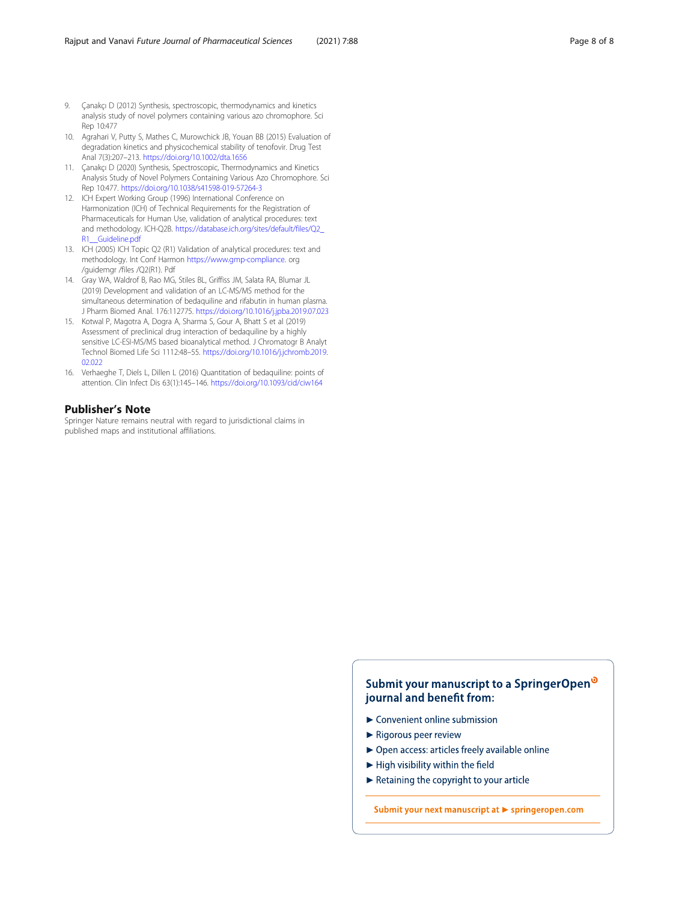9. Çanakçı D (2012) Synthesis, spectroscopic, thermodynamics and kinetics analysis study of novel polymers containing various azo chromophore. Sci Rep 10:477
10. Agrahari V, Putty S, Mathes C, Murowchick JB, Youan BB (2015) Evaluation of degradation kinetics and physicochemical stability of tenofovir. Drug Test Anal 7(3):207–213. https://doi.org/10.1002/dta.1656
11. Çanakçı D (2020) Synthesis, Spectroscopic, Thermodynamics and Kinetics Analysis Study of Novel Polymers Containing Various Azo Chromophore. Sci Rep 10:477. https://doi.org/10.1038/s41598-019-57264-3
12. ICH Expert Working Group (1996) International Conference on Harmonization (ICH) of Technical Requirements for the Registration of Pharmaceuticals for Human Use, validation of analytical procedures: text and methodology. ICH-Q2B. https://database.ich.org/sites/default/files/Q2_R1__Guideline.pdf
13. ICH (2005) ICH Topic Q2 (R1) Validation of analytical procedures: text and methodology. Int Conf Harmon https://www.gmp-compliance. org /guidemgr /files /Q2(R1). Pdf
14. Gray WA, Waldrof B, Rao MG, Stiles BL, Griffiss JM, Salata RA, Blumar JL (2019) Development and validation of an LC-MS/MS method for the simultaneous determination of bedaquiline and rifabutin in human plasma. J Pharm Biomed Anal. 176:112775. https://doi.org/10.1016/j.jpba.2019.07.023
15. Kotwal P, Magotra A, Dogra A, Sharma S, Gour A, Bhatt S et al (2019) Assessment of preclinical drug interaction of bedaquiline by a highly sensitive LC-ESI-MS/MS based bioanalytical method. J Chromatogr B Analyt Technol Biomed Life Sci 1112:48–55. https://doi.org/10.1016/j.jchromb.2019.02.022
16. Verhaeghe T, Diels L, Dillen L (2016) Quantitation of bedaquiline: points of attention. Clin Infect Dis 63(1):145–146. https://doi.org/10.1093/cid/ciw164

## Publisher's Note

Springer Nature remains neutral with regard to jurisdictional claims in published maps and institutional affiliations.

**Submit your manuscript to a SpringerOpen journal and benefit from:**

- ► Convenient online submission
- ► Rigorous peer review
- ► Open access: articles freely available online
- ► High visibility within the field
- ► Retaining the copyright to your article

**Submit your next manuscript at ► springeropen.com**